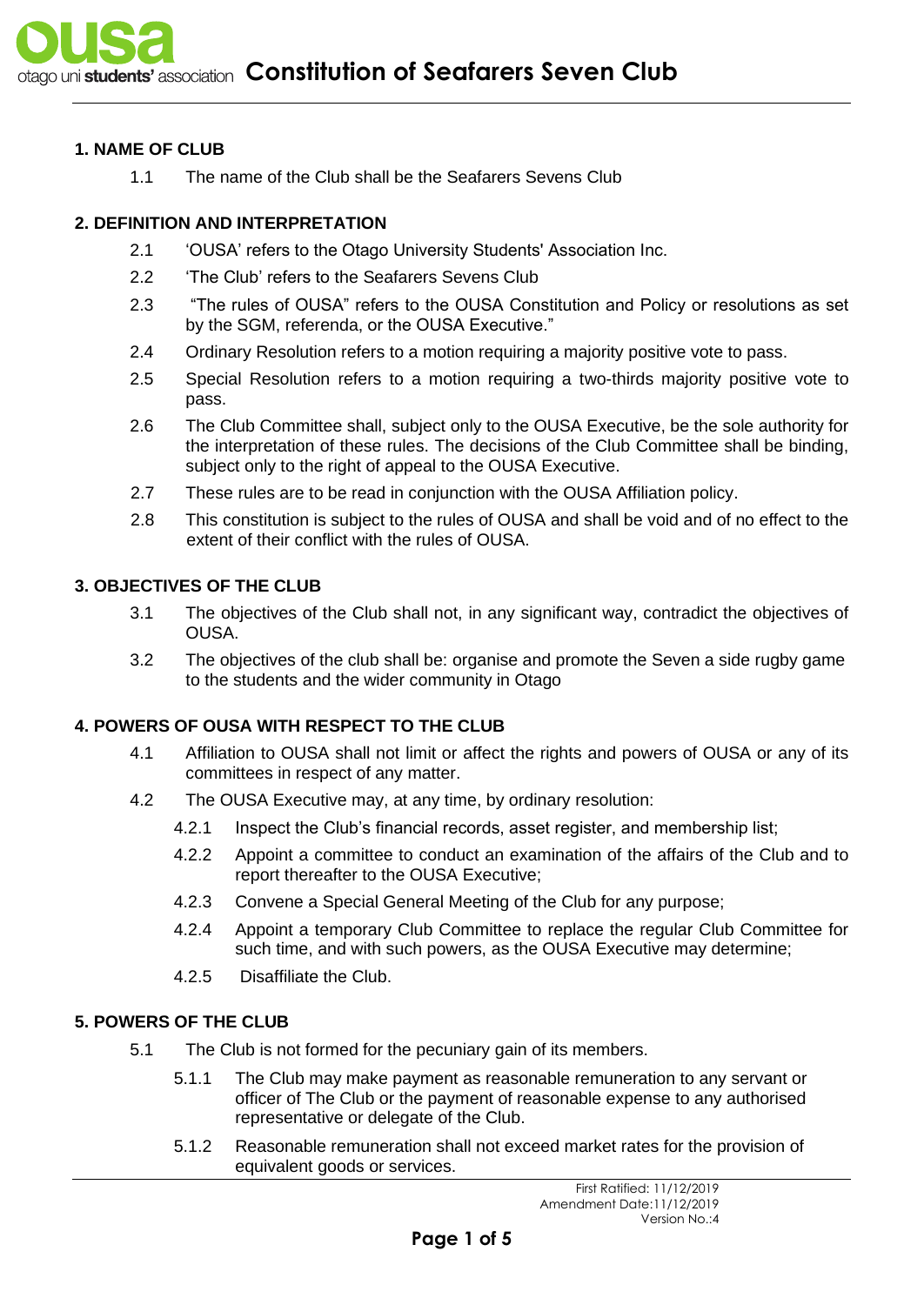# Constitution of Seafarers Seven Club

## 1. NAME OF CLUB

1.1 The name of the Club shall be the Seafarers Sevens Club

## 2. DEFINITION AND INTERPRETATION

2.1 'OUSA' refers to the Otago University Students' Association Inc.

2.2 'The Club' refers to the Seafarers Sevens Club

2.3 "The rules of OUSA" refers to the OUSA Constitution and Policy or resolutions as set by the SGM, referenda, or the OUSA Executive."

2.4 Ordinary Resolution refers to a motion requiring a majority positive vote to pass.

2.5 Special Resolution refers to a motion requiring a two-thirds majority positive vote to pass.

2.6 The Club Committee shall, subject only to the OUSA Executive, be the sole authority for the interpretation of these rules. The decisions of the Club Committee shall be binding, subject only to the right of appeal to the OUSA Executive.

2.7 These rules are to be read in conjunction with the OUSA Affiliation policy.

2.8 This constitution is subject to the rules of OUSA and shall be void and of no effect to the extent of their conflict with the rules of OUSA.

## 3. OBJECTIVES OF THE CLUB

3.1 The objectives of the Club shall not, in any significant way, contradict the objectives of OUSA.

3.2 The objectives of the club shall be: organise and promote the Seven a side rugby game to the students and the wider community in Otago

## 4. POWERS OF OUSA WITH RESPECT TO THE CLUB

4.1 Affiliation to OUSA shall not limit or affect the rights and powers of OUSA or any of its committees in respect of any matter.

4.2 The OUSA Executive may, at any time, by ordinary resolution:

4.2.1 Inspect the Club's financial records, asset register, and membership list;

4.2.2 Appoint a committee to conduct an examination of the affairs of the Club and to report thereafter to the OUSA Executive;

4.2.3 Convene a Special General Meeting of the Club for any purpose;

4.2.4 Appoint a temporary Club Committee to replace the regular Club Committee for such time, and with such powers, as the OUSA Executive may determine;

4.2.5 Disaffiliate the Club.

## 5. POWERS OF THE CLUB

5.1 The Club is not formed for the pecuniary gain of its members.

5.1.1 The Club may make payment as reasonable remuneration to any servant or officer of The Club or the payment of reasonable expense to any authorised representative or delegate of the Club.

5.1.2 Reasonable remuneration shall not exceed market rates for the provision of equivalent goods or services.

First Ratified: 11/12/2019
Amendment Date:11/12/2019
Version No.:4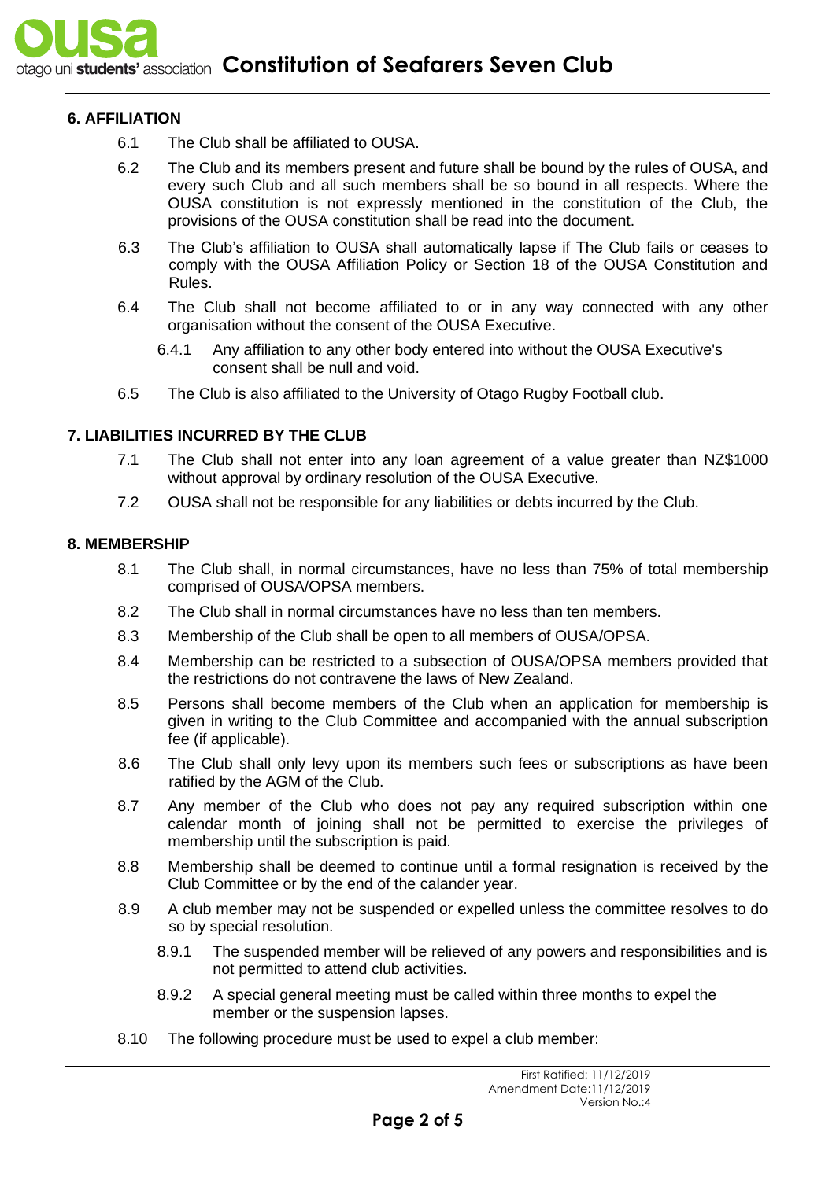## 6. AFFILIATION

6.1 The Club shall be affiliated to OUSA.

6.2 The Club and its members present and future shall be bound by the rules of OUSA, and every such Club and all such members shall be so bound in all respects. Where the OUSA constitution is not expressly mentioned in the constitution of the Club, the provisions of the OUSA constitution shall be read into the document.

6.3 The Club's affiliation to OUSA shall automatically lapse if The Club fails or ceases to comply with the OUSA Affiliation Policy or Section 18 of the OUSA Constitution and Rules.

6.4 The Club shall not become affiliated to or in any way connected with any other organisation without the consent of the OUSA Executive.

6.4.1 Any affiliation to any other body entered into without the OUSA Executive's consent shall be null and void.

6.5 The Club is also affiliated to the University of Otago Rugby Football club.

## 7. LIABILITIES INCURRED BY THE CLUB

7.1 The Club shall not enter into any loan agreement of a value greater than NZ$1000 without approval by ordinary resolution of the OUSA Executive.

7.2 OUSA shall not be responsible for any liabilities or debts incurred by the Club.

## 8. MEMBERSHIP

8.1 The Club shall, in normal circumstances, have no less than 75% of total membership comprised of OUSA/OPSA members.

8.2 The Club shall in normal circumstances have no less than ten members.

8.3 Membership of the Club shall be open to all members of OUSA/OPSA.

8.4 Membership can be restricted to a subsection of OUSA/OPSA members provided that the restrictions do not contravene the laws of New Zealand.

8.5 Persons shall become members of the Club when an application for membership is given in writing to the Club Committee and accompanied with the annual subscription fee (if applicable).

8.6 The Club shall only levy upon its members such fees or subscriptions as have been ratified by the AGM of the Club.

8.7 Any member of the Club who does not pay any required subscription within one calendar month of joining shall not be permitted to exercise the privileges of membership until the subscription is paid.

8.8 Membership shall be deemed to continue until a formal resignation is received by the Club Committee or by the end of the calander year.

8.9 A club member may not be suspended or expelled unless the committee resolves to do so by special resolution.

8.9.1 The suspended member will be relieved of any powers and responsibilities and is not permitted to attend club activities.

8.9.2 A special general meeting must be called within three months to expel the member or the suspension lapses.

8.10 The following procedure must be used to expel a club member: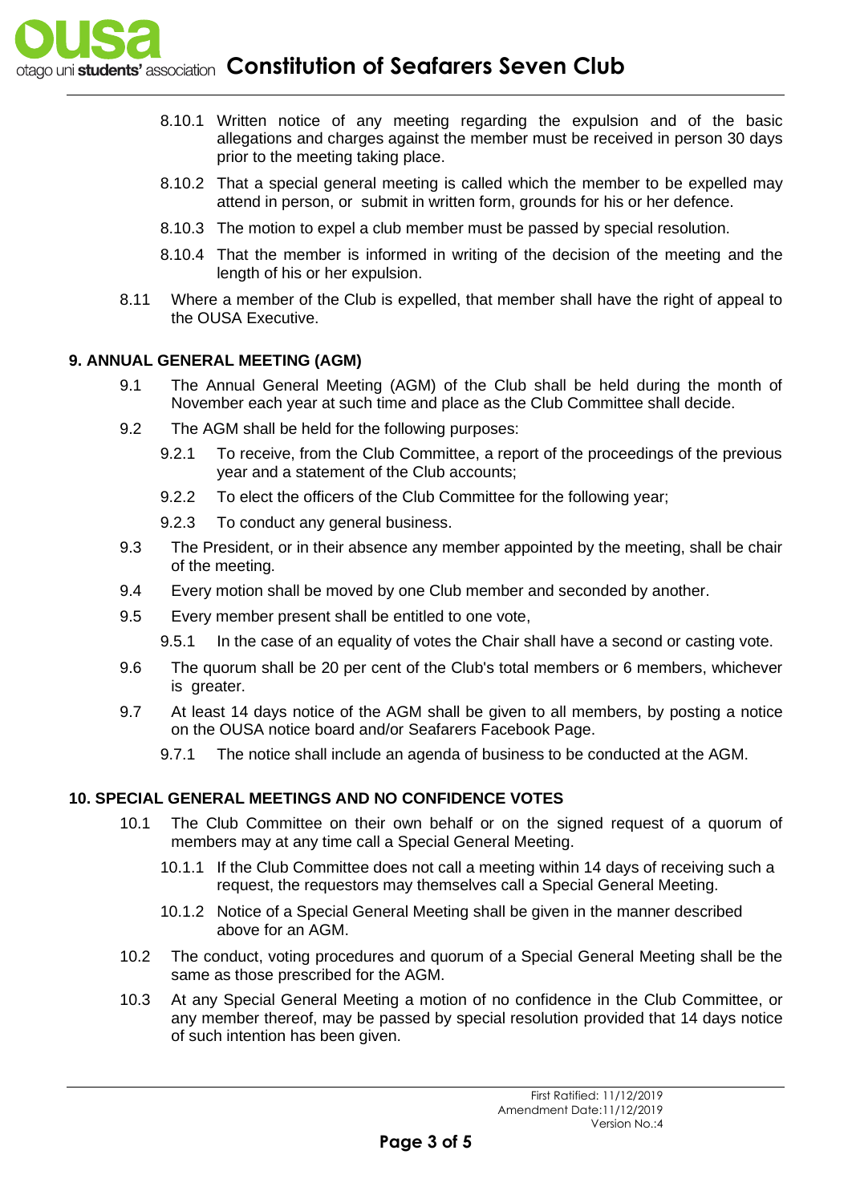8.10.1 Written notice of any meeting regarding the expulsion and of the basic allegations and charges against the member must be received in person 30 days prior to the meeting taking place.

8.10.2 That a special general meeting is called which the member to be expelled may attend in person, or submit in written form, grounds for his or her defence.

8.10.3 The motion to expel a club member must be passed by special resolution.

8.10.4 That the member is informed in writing of the decision of the meeting and the length of his or her expulsion.

8.11 Where a member of the Club is expelled, that member shall have the right of appeal to the OUSA Executive.

## 9. ANNUAL GENERAL MEETING (AGM)

9.1 The Annual General Meeting (AGM) of the Club shall be held during the month of November each year at such time and place as the Club Committee shall decide.

9.2 The AGM shall be held for the following purposes:

9.2.1 To receive, from the Club Committee, a report of the proceedings of the previous year and a statement of the Club accounts;

9.2.2 To elect the officers of the Club Committee for the following year;

9.2.3 To conduct any general business.

9.3 The President, or in their absence any member appointed by the meeting, shall be chair of the meeting.

9.4 Every motion shall be moved by one Club member and seconded by another.

9.5 Every member present shall be entitled to one vote,

9.5.1 In the case of an equality of votes the Chair shall have a second or casting vote.

9.6 The quorum shall be 20 per cent of the Club's total members or 6 members, whichever is greater.

9.7 At least 14 days notice of the AGM shall be given to all members, by posting a notice on the OUSA notice board and/or Seafarers Facebook Page.

9.7.1 The notice shall include an agenda of business to be conducted at the AGM.

## 10. SPECIAL GENERAL MEETINGS AND NO CONFIDENCE VOTES

10.1 The Club Committee on their own behalf or on the signed request of a quorum of members may at any time call a Special General Meeting.

10.1.1 If the Club Committee does not call a meeting within 14 days of receiving such a request, the requestors may themselves call a Special General Meeting.

10.1.2 Notice of a Special General Meeting shall be given in the manner described above for an AGM.

10.2 The conduct, voting procedures and quorum of a Special General Meeting shall be the same as those prescribed for the AGM.

10.3 At any Special General Meeting a motion of no confidence in the Club Committee, or any member thereof, may be passed by special resolution provided that 14 days notice of such intention has been given.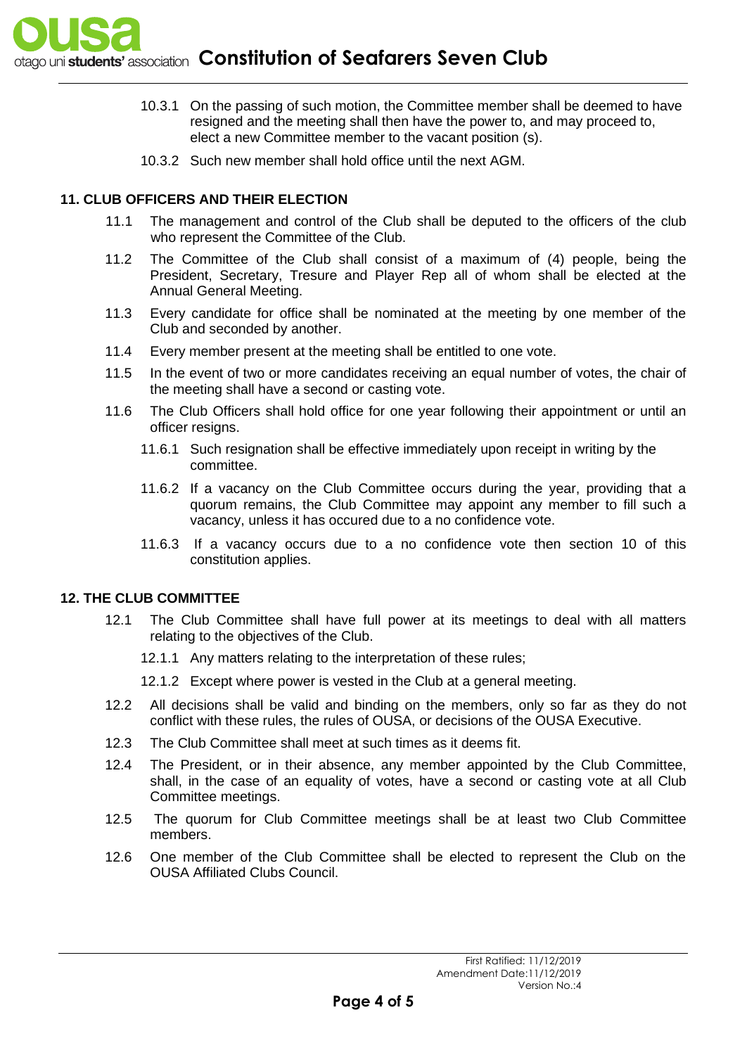10.3.1 On the passing of such motion, the Committee member shall be deemed to have resigned and the meeting shall then have the power to, and may proceed to, elect a new Committee member to the vacant position (s).

10.3.2 Such new member shall hold office until the next AGM.

## 11. CLUB OFFICERS AND THEIR ELECTION

11.1 The management and control of the Club shall be deputed to the officers of the club who represent the Committee of the Club.

11.2 The Committee of the Club shall consist of a maximum of (4) people, being the President, Secretary, Tresure and Player Rep all of whom shall be elected at the Annual General Meeting.

11.3 Every candidate for office shall be nominated at the meeting by one member of the Club and seconded by another.

11.4 Every member present at the meeting shall be entitled to one vote.

11.5 In the event of two or more candidates receiving an equal number of votes, the chair of the meeting shall have a second or casting vote.

11.6 The Club Officers shall hold office for one year following their appointment or until an officer resigns.

11.6.1 Such resignation shall be effective immediately upon receipt in writing by the committee.

11.6.2 If a vacancy on the Club Committee occurs during the year, providing that a quorum remains, the Club Committee may appoint any member to fill such a vacancy, unless it has occured due to a no confidence vote.

11.6.3 If a vacancy occurs due to a no confidence vote then section 10 of this constitution applies.

## 12. THE CLUB COMMITTEE

12.1 The Club Committee shall have full power at its meetings to deal with all matters relating to the objectives of the Club.

12.1.1 Any matters relating to the interpretation of these rules;

12.1.2 Except where power is vested in the Club at a general meeting.

12.2 All decisions shall be valid and binding on the members, only so far as they do not conflict with these rules, the rules of OUSA, or decisions of the OUSA Executive.

12.3 The Club Committee shall meet at such times as it deems fit.

12.4 The President, or in their absence, any member appointed by the Club Committee, shall, in the case of an equality of votes, have a second or casting vote at all Club Committee meetings.

12.5 The quorum for Club Committee meetings shall be at least two Club Committee members.

12.6 One member of the Club Committee shall be elected to represent the Club on the OUSA Affiliated Clubs Council.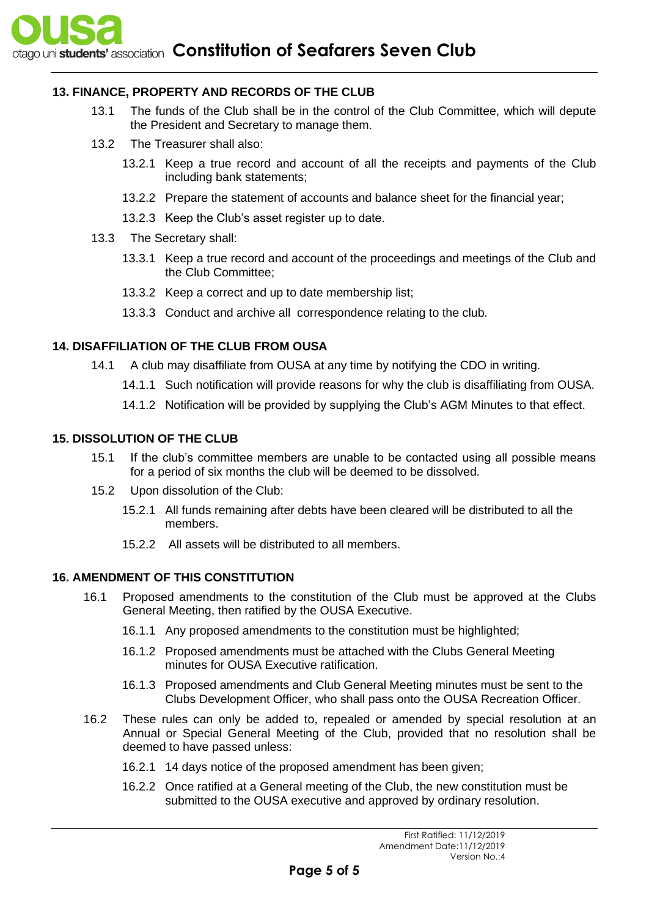## 13. FINANCE, PROPERTY AND RECORDS OF THE CLUB

13.1 The funds of the Club shall be in the control of the Club Committee, which will depute the President and Secretary to manage them.

13.2 The Treasurer shall also:

13.2.1 Keep a true record and account of all the receipts and payments of the Club including bank statements;

13.2.2 Prepare the statement of accounts and balance sheet for the financial year;

13.2.3 Keep the Club's asset register up to date.

13.3 The Secretary shall:

13.3.1 Keep a true record and account of the proceedings and meetings of the Club and the Club Committee;

13.3.2 Keep a correct and up to date membership list;

13.3.3 Conduct and archive all correspondence relating to the club.

## 14. DISAFFILIATION OF THE CLUB FROM OUSA

14.1 A club may disaffiliate from OUSA at any time by notifying the CDO in writing.

14.1.1 Such notification will provide reasons for why the club is disaffiliating from OUSA.

14.1.2 Notification will be provided by supplying the Club's AGM Minutes to that effect.

## 15. DISSOLUTION OF THE CLUB

15.1 If the club's committee members are unable to be contacted using all possible means for a period of six months the club will be deemed to be dissolved.

15.2 Upon dissolution of the Club:

15.2.1 All funds remaining after debts have been cleared will be distributed to all the members.

15.2.2 All assets will be distributed to all members.

## 16. AMENDMENT OF THIS CONSTITUTION

16.1 Proposed amendments to the constitution of the Club must be approved at the Clubs General Meeting, then ratified by the OUSA Executive.

16.1.1 Any proposed amendments to the constitution must be highlighted;

16.1.2 Proposed amendments must be attached with the Clubs General Meeting minutes for OUSA Executive ratification.

16.1.3 Proposed amendments and Club General Meeting minutes must be sent to the Clubs Development Officer, who shall pass onto the OUSA Recreation Officer.

16.2 These rules can only be added to, repealed or amended by special resolution at an Annual or Special General Meeting of the Club, provided that no resolution shall be deemed to have passed unless:

16.2.1 14 days notice of the proposed amendment has been given;

16.2.2 Once ratified at a General meeting of the Club, the new constitution must be submitted to the OUSA executive and approved by ordinary resolution.

First Ratified: 11/12/2019
Amendment Date:11/12/2019
Version No.:4